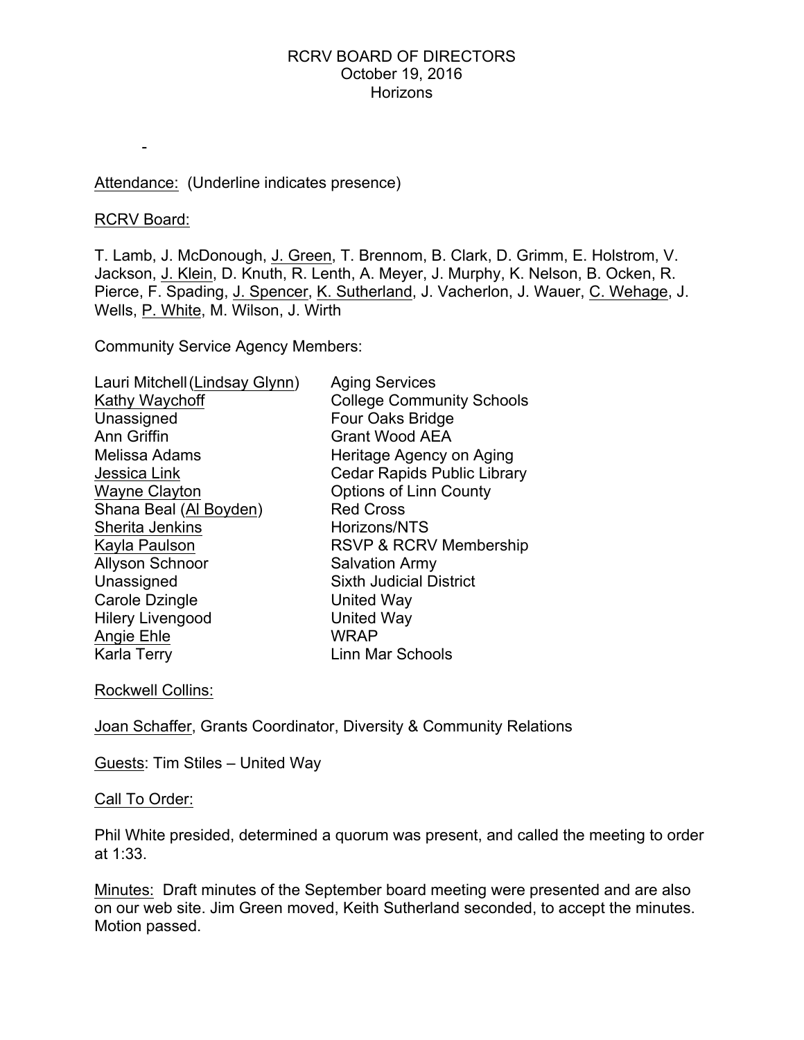# RCRV BOARD OF DIRECTORS
October 19, 2016
Horizons

-

<u>Attendance:</u> (Underline indicates presence)

<u>RCRV Board:</u>

T. Lamb, J. McDonough, <u>J. Green</u>, T. Brennom, B. Clark, D. Grimm, E. Holstrom, V. Jackson, <u>J. Klein</u>, D. Knuth, R. Lenth, A. Meyer, J. Murphy, K. Nelson, B. Ocken, R. Pierce, F. Spading, <u>J. Spencer</u>, <u>K. Sutherland</u>, J. Vacherlon, J. Wauer, <u>C. Wehage</u>, J. Wells, <u>P. White</u>, M. Wilson, J. Wirth

Community Service Agency Members:

| | |
|---|---|
| Lauri Mitchell (<u>Lindsay Glynn</u>) | Aging Services |
| <u>Kathy Waychoff</u> | College Community Schools |
| Unassigned | Four Oaks Bridge |
| Ann Griffin | Grant Wood AEA |
| Melissa Adams | Heritage Agency on Aging |
| <u>Jessica Link</u> | Cedar Rapids Public Library |
| <u>Wayne Clayton</u> | Options of Linn County |
| Shana Beal (<u>Al Boyden</u>) | Red Cross |
| <u>Sherita Jenkins</u> | Horizons/NTS |
| <u>Kayla Paulson</u> | RSVP & RCRV Membership |
| Allyson Schnoor | Salvation Army |
| Unassigned | Sixth Judicial District |
| Carole Dzingle | United Way |
| Hilery Livengood | United Way |
| <u>Angie Ehle</u> | WRAP |
| Karla Terry | Linn Mar Schools |

<u>Rockwell Collins:</u>

<u>Joan Schaffer</u>, Grants Coordinator, Diversity & Community Relations

<u>Guests</u>: Tim Stiles – United Way

<u>Call To Order:</u>

Phil White presided, determined a quorum was present, and called the meeting to order at 1:33.

<u>Minutes:</u> Draft minutes of the September board meeting were presented and are also on our web site. Jim Green moved, Keith Sutherland seconded, to accept the minutes. Motion passed.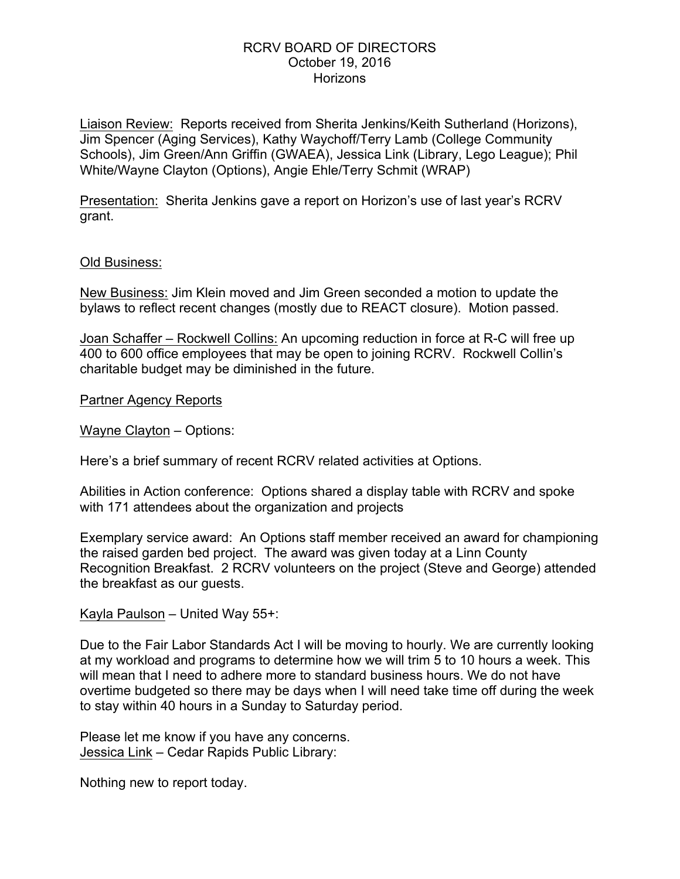RCRV BOARD OF DIRECTORS
October 19, 2016
Horizons

Liaison Review: Reports received from Sherita Jenkins/Keith Sutherland (Horizons), Jim Spencer (Aging Services), Kathy Waychoff/Terry Lamb (College Community Schools), Jim Green/Ann Griffin (GWAEA), Jessica Link (Library, Lego League); Phil White/Wayne Clayton (Options), Angie Ehle/Terry Schmit (WRAP)

Presentation: Sherita Jenkins gave a report on Horizon's use of last year's RCRV grant.

Old Business:

New Business: Jim Klein moved and Jim Green seconded a motion to update the bylaws to reflect recent changes (mostly due to REACT closure). Motion passed.

Joan Schaffer – Rockwell Collins: An upcoming reduction in force at R-C will free up 400 to 600 office employees that may be open to joining RCRV. Rockwell Collin's charitable budget may be diminished in the future.

Partner Agency Reports

Wayne Clayton – Options:

Here's a brief summary of recent RCRV related activities at Options.

Abilities in Action conference: Options shared a display table with RCRV and spoke with 171 attendees about the organization and projects

Exemplary service award: An Options staff member received an award for championing the raised garden bed project. The award was given today at a Linn County Recognition Breakfast. 2 RCRV volunteers on the project (Steve and George) attended the breakfast as our guests.

Kayla Paulson – United Way 55+:

Due to the Fair Labor Standards Act I will be moving to hourly. We are currently looking at my workload and programs to determine how we will trim 5 to 10 hours a week. This will mean that I need to adhere more to standard business hours. We do not have overtime budgeted so there may be days when I will need take time off during the week to stay within 40 hours in a Sunday to Saturday period.

Please let me know if you have any concerns.

Jessica Link – Cedar Rapids Public Library:

Nothing new to report today.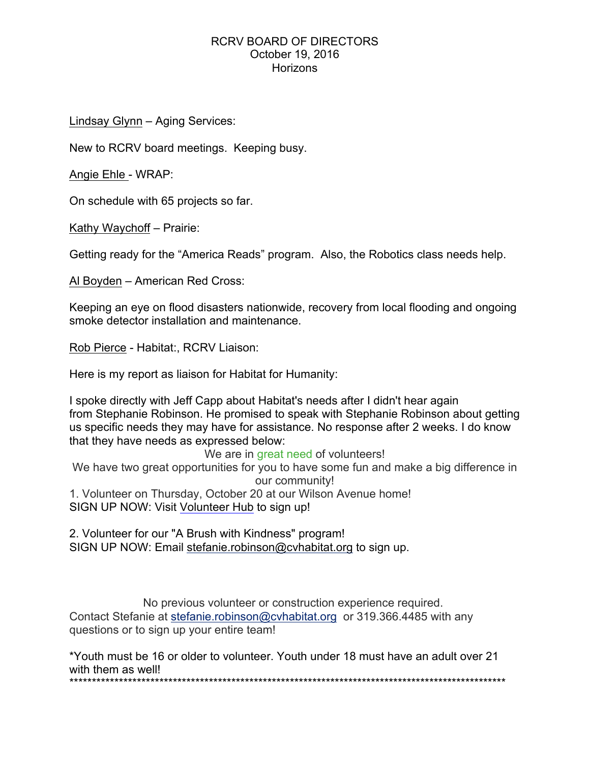RCRV BOARD OF DIRECTORS
October 19, 2016
Horizons

Lindsay Glynn – Aging Services:

New to RCRV board meetings. Keeping busy.

Angie Ehle - WRAP:

On schedule with 65 projects so far.

Kathy Waychoff – Prairie:

Getting ready for the "America Reads" program. Also, the Robotics class needs help.

Al Boyden – American Red Cross:

Keeping an eye on flood disasters nationwide, recovery from local flooding and ongoing smoke detector installation and maintenance.

Rob Pierce - Habitat:, RCRV Liaison:

Here is my report as liaison for Habitat for Humanity:

I spoke directly with Jeff Capp about Habitat's needs after I didn't hear again from Stephanie Robinson. He promised to speak with Stephanie Robinson about getting us specific needs they may have for assistance. No response after 2 weeks. I do know that they have needs as expressed below:

We are in great need of volunteers!

We have two great opportunities for you to have some fun and make a big difference in our community!

1. Volunteer on Thursday, October 20 at our Wilson Avenue home!
SIGN UP NOW: Visit Volunteer Hub to sign up!

2. Volunteer for our "A Brush with Kindness" program!
SIGN UP NOW: Email stefanie.robinson@cvhabitat.org to sign up.

No previous volunteer or construction experience required.

Contact Stefanie at stefanie.robinson@cvhabitat.org or 319.366.4485 with any questions or to sign up your entire team!

*Youth must be 16 or older to volunteer. Youth under 18 must have an adult over 21 with them as well!

****************************************************************************************************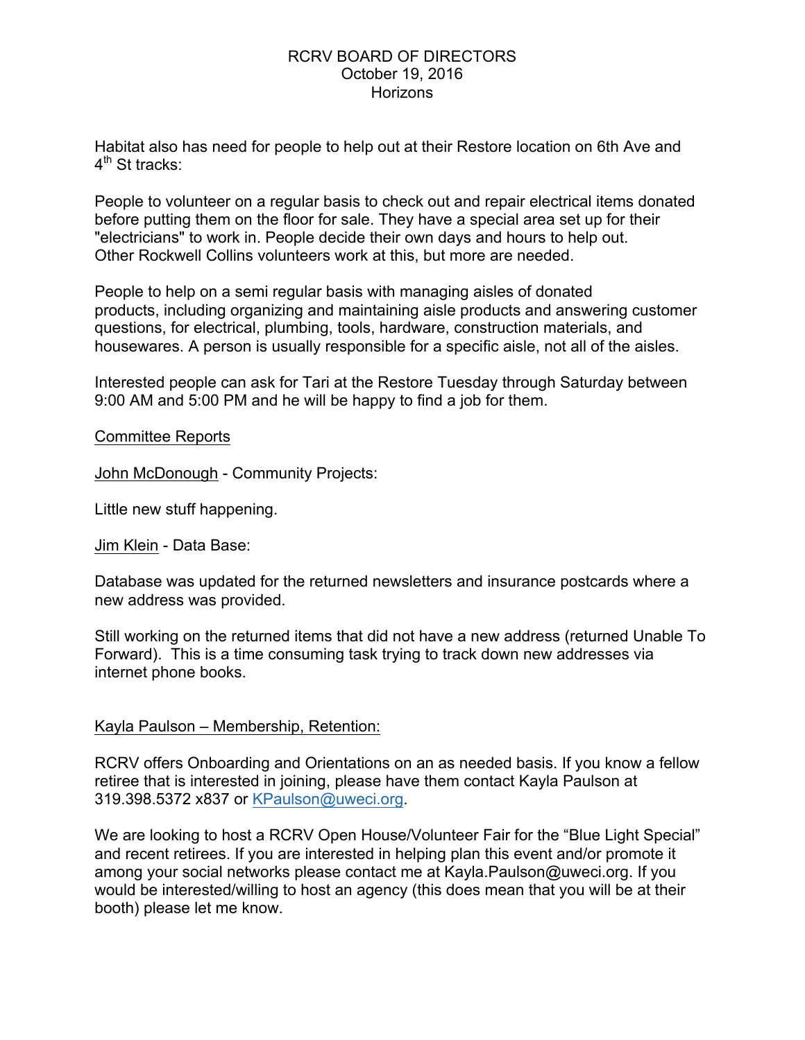Habitat also has need for people to help out at their Restore location on 6th Ave and 4th St tracks:

People to volunteer on a regular basis to check out and repair electrical items donated before putting them on the floor for sale. They have a special area set up for their "electricians" to work in. People decide their own days and hours to help out. Other Rockwell Collins volunteers work at this, but more are needed.

People to help on a semi regular basis with managing aisles of donated products, including organizing and maintaining aisle products and answering customer questions, for electrical, plumbing, tools, hardware, construction materials, and housewares. A person is usually responsible for a specific aisle, not all of the aisles.

Interested people can ask for Tari at the Restore Tuesday through Saturday between 9:00 AM and 5:00 PM and he will be happy to find a job for them.

Committee Reports

John McDonough - Community Projects:

Little new stuff happening.

Jim Klein - Data Base:

Database was updated for the returned newsletters and insurance postcards where a new address was provided.

Still working on the returned items that did not have a new address (returned Unable To Forward). This is a time consuming task trying to track down new addresses via internet phone books.

Kayla Paulson – Membership, Retention:

RCRV offers Onboarding and Orientations on an as needed basis. If you know a fellow retiree that is interested in joining, please have them contact Kayla Paulson at 319.398.5372 x837 or KPaulson@uweci.org.

We are looking to host a RCRV Open House/Volunteer Fair for the "Blue Light Special" and recent retirees. If you are interested in helping plan this event and/or promote it among your social networks please contact me at Kayla.Paulson@uweci.org. If you would be interested/willing to host an agency (this does mean that you will be at their booth) please let me know.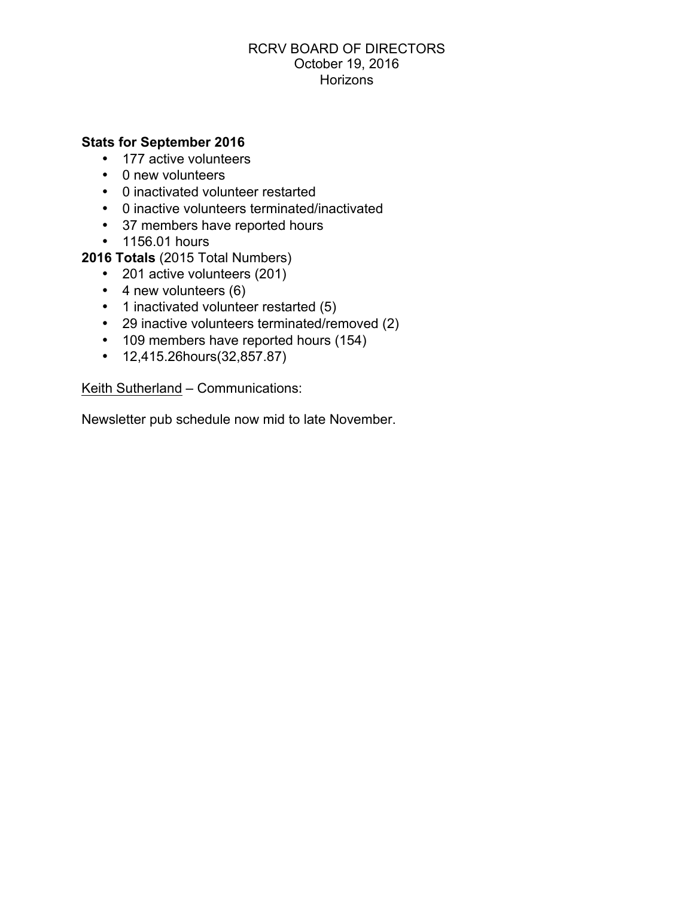RCRV BOARD OF DIRECTORS
October 19, 2016
Horizons

**Stats for September 2016**

- 177 active volunteers
- 0 new volunteers
- 0 inactivated volunteer restarted
- 0 inactive volunteers terminated/inactivated
- 37 members have reported hours
- 1156.01 hours

**2016 Totals** (2015 Total Numbers)

- 201 active volunteers (201)
- 4 new volunteers (6)
- 1 inactivated volunteer restarted (5)
- 29 inactive volunteers terminated/removed (2)
- 109 members have reported hours (154)
- 12,415.26hours(32,857.87)

<u>Keith Sutherland</u> – Communications:

Newsletter pub schedule now mid to late November.